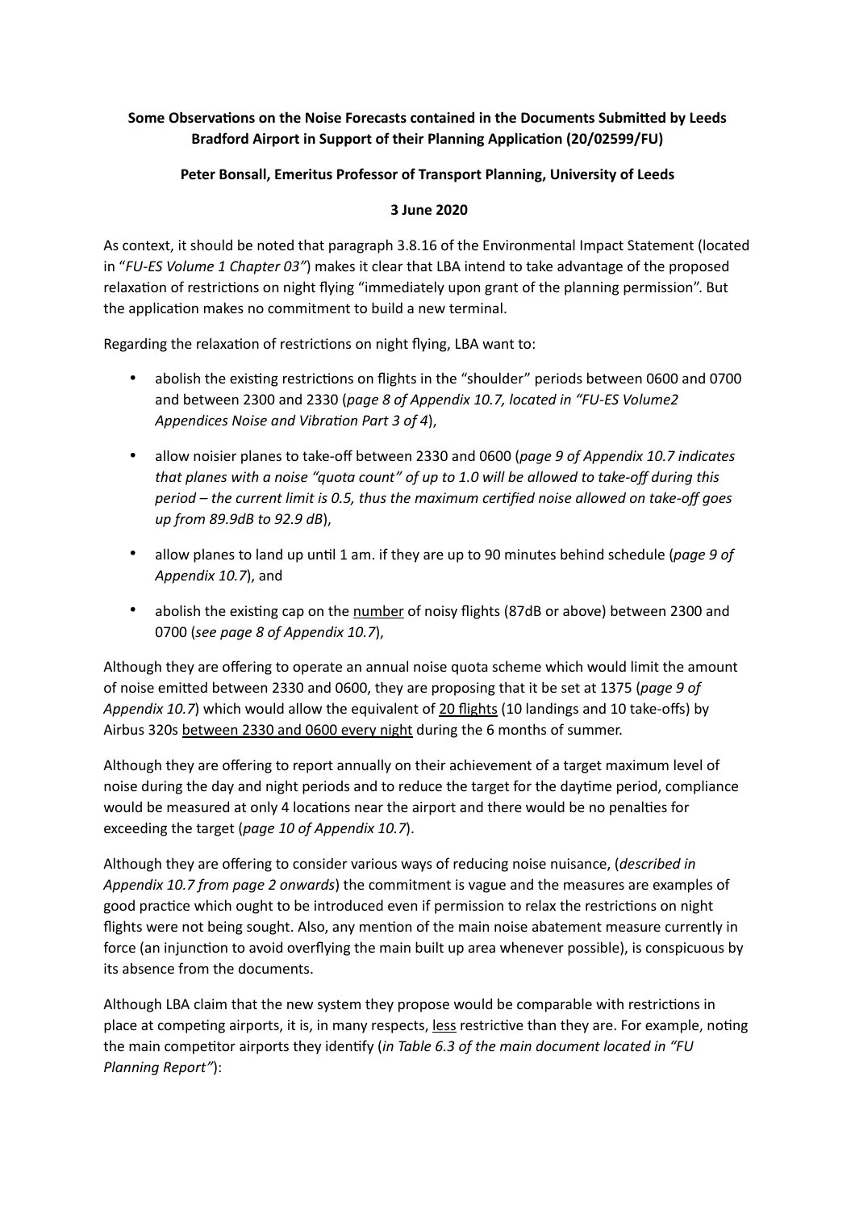**Some Observations on the Noise Forecasts contained in the Documents Submitted by Leeds Bradford Airport in Support of their Planning Application (20/02599/FU)**

**Peter Bonsall, Emeritus Professor of Transport Planning, University of Leeds**

**3 June 2020**

As context, it should be noted that paragraph 3.8.16 of the Environmental Impact Statement (located in "*FU-ES Volume 1 Chapter 03"*) makes it clear that LBA intend to take advantage of the proposed relaxation of restrictions on night flying "immediately upon grant of the planning permission". But the application makes no commitment to build a new terminal.

Regarding the relaxation of restrictions on night flying, LBA want to:

- abolish the existing restrictions on flights in the "shoulder" periods between 0600 and 0700 and between 2300 and 2330 (*page 8 of Appendix 10.7, located in "FU-ES Volume2 Appendices Noise and Vibration Part 3 of 4*),
- allow noisier planes to take-off between 2330 and 0600 (*page 9 of Appendix 10.7 indicates that planes with a noise "quota count" of up to 1.0 will be allowed to take-off during this period – the current limit is 0.5, thus the maximum certified noise allowed on take-off goes up from 89.9dB to 92.9 dB*),
- allow planes to land up until 1 am. if they are up to 90 minutes behind schedule (*page 9 of Appendix 10.7*), and
- abolish the existing cap on the <u>number</u> of noisy flights (87dB or above) between 2300 and 0700 (*see page 8 of Appendix 10.7*),

Although they are offering to operate an annual noise quota scheme which would limit the amount of noise emitted between 2330 and 0600, they are proposing that it be set at 1375 (*page 9 of Appendix 10.7*) which would allow the equivalent of <u>20 flights</u> (10 landings and 10 take-offs) by Airbus 320s <u>between 2330 and 0600 every night</u> during the 6 months of summer.

Although they are offering to report annually on their achievement of a target maximum level of noise during the day and night periods and to reduce the target for the daytime period, compliance would be measured at only 4 locations near the airport and there would be no penalties for exceeding the target (*page 10 of Appendix 10.7*).

Although they are offering to consider various ways of reducing noise nuisance, (*described in Appendix 10.7 from page 2 onwards*) the commitment is vague and the measures are examples of good practice which ought to be introduced even if permission to relax the restrictions on night flights were not being sought. Also, any mention of the main noise abatement measure currently in force (an injunction to avoid overflying the main built up area whenever possible), is conspicuous by its absence from the documents.

Although LBA claim that the new system they propose would be comparable with restrictions in place at competing airports, it is, in many respects, <u>less</u> restrictive than they are. For example, noting the main competitor airports they identify (*in Table 6.3 of the main document located in "FU Planning Report"*):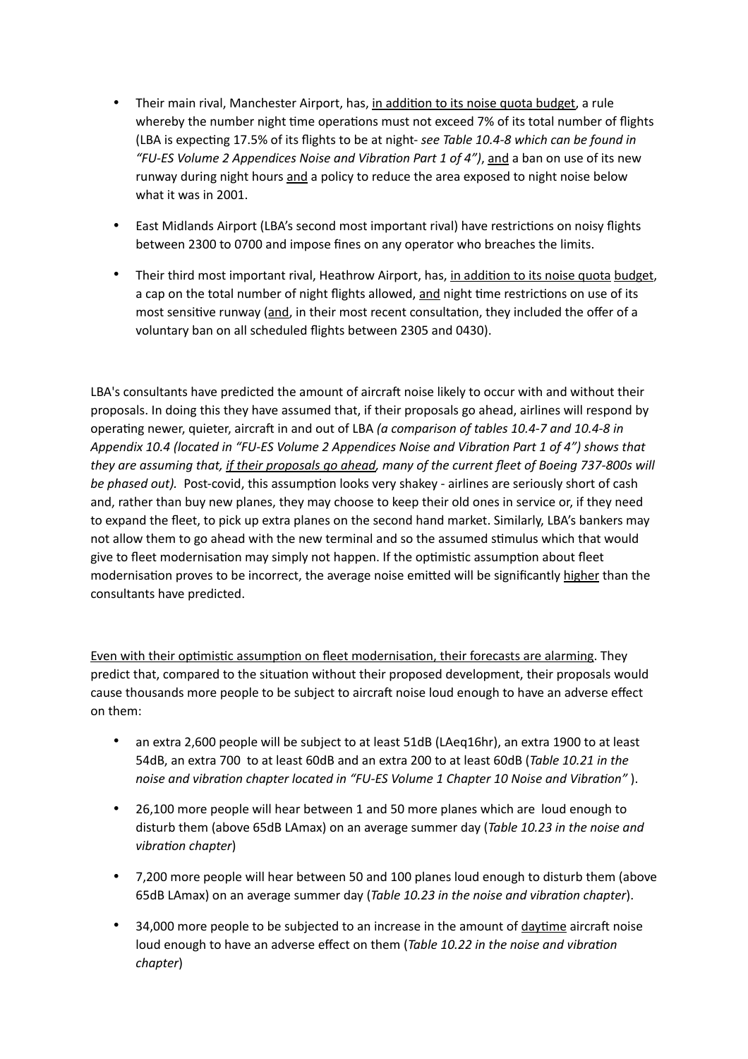- Their main rival, Manchester Airport, has, <u>in addition to its noise quota budget</u>, a rule whereby the number night time operations must not exceed 7% of its total number of flights (LBA is expecting 17.5% of its flights to be at night- *see Table 10.4-8 which can be found in "FU-ES Volume 2 Appendices Noise and Vibration Part 1 of 4")*, <u>and</u> a ban on use of its new runway during night hours <u>and</u> a policy to reduce the area exposed to night noise below what it was in 2001.

- East Midlands Airport (LBA's second most important rival) have restrictions on noisy flights between 2300 to 0700 and impose fines on any operator who breaches the limits.

- Their third most important rival, Heathrow Airport, has, <u>in addition to its noise quota budget</u>, a cap on the total number of night flights allowed, <u>and</u> night time restrictions on use of its most sensitive runway (<u>and</u>, in their most recent consultation, they included the offer of a voluntary ban on all scheduled flights between 2305 and 0430).

LBA's consultants have predicted the amount of aircraft noise likely to occur with and without their proposals. In doing this they have assumed that, if their proposals go ahead, airlines will respond by operating newer, quieter, aircraft in and out of LBA *(a comparison of tables 10.4-7 and 10.4-8 in Appendix 10.4 (located in "FU-ES Volume 2 Appendices Noise and Vibration Part 1 of 4") shows that they are assuming that, <u>if their proposals go ahead</u>, many of the current fleet of Boeing 737-800s will be phased out).* Post-covid, this assumption looks very shakey - airlines are seriously short of cash and, rather than buy new planes, they may choose to keep their old ones in service or, if they need to expand the fleet, to pick up extra planes on the second hand market. Similarly, LBA's bankers may not allow them to go ahead with the new terminal and so the assumed stimulus which that would give to fleet modernisation may simply not happen. If the optimistic assumption about fleet modernisation proves to be incorrect, the average noise emitted will be significantly <u>higher</u> than the consultants have predicted.

<u>Even with their optimistic assumption on fleet modernisation, their forecasts are alarming</u>. They predict that, compared to the situation without their proposed development, their proposals would cause thousands more people to be subject to aircraft noise loud enough to have an adverse effect on them:

- an extra 2,600 people will be subject to at least 51dB (LAeq16hr), an extra 1900 to at least 54dB, an extra 700 to at least 60dB and an extra 200 to at least 60dB (*Table 10.21 in the noise and vibration chapter located in "FU-ES Volume 1 Chapter 10 Noise and Vibration"* ).

- 26,100 more people will hear between 1 and 50 more planes which are loud enough to disturb them (above 65dB LAmax) on an average summer day (*Table 10.23 in the noise and vibration chapter*)

- 7,200 more people will hear between 50 and 100 planes loud enough to disturb them (above 65dB LAmax) on an average summer day (*Table 10.23 in the noise and vibration chapter*).

- 34,000 more people to be subjected to an increase in the amount of <u>daytime</u> aircraft noise loud enough to have an adverse effect on them (*Table 10.22 in the noise and vibration chapter*)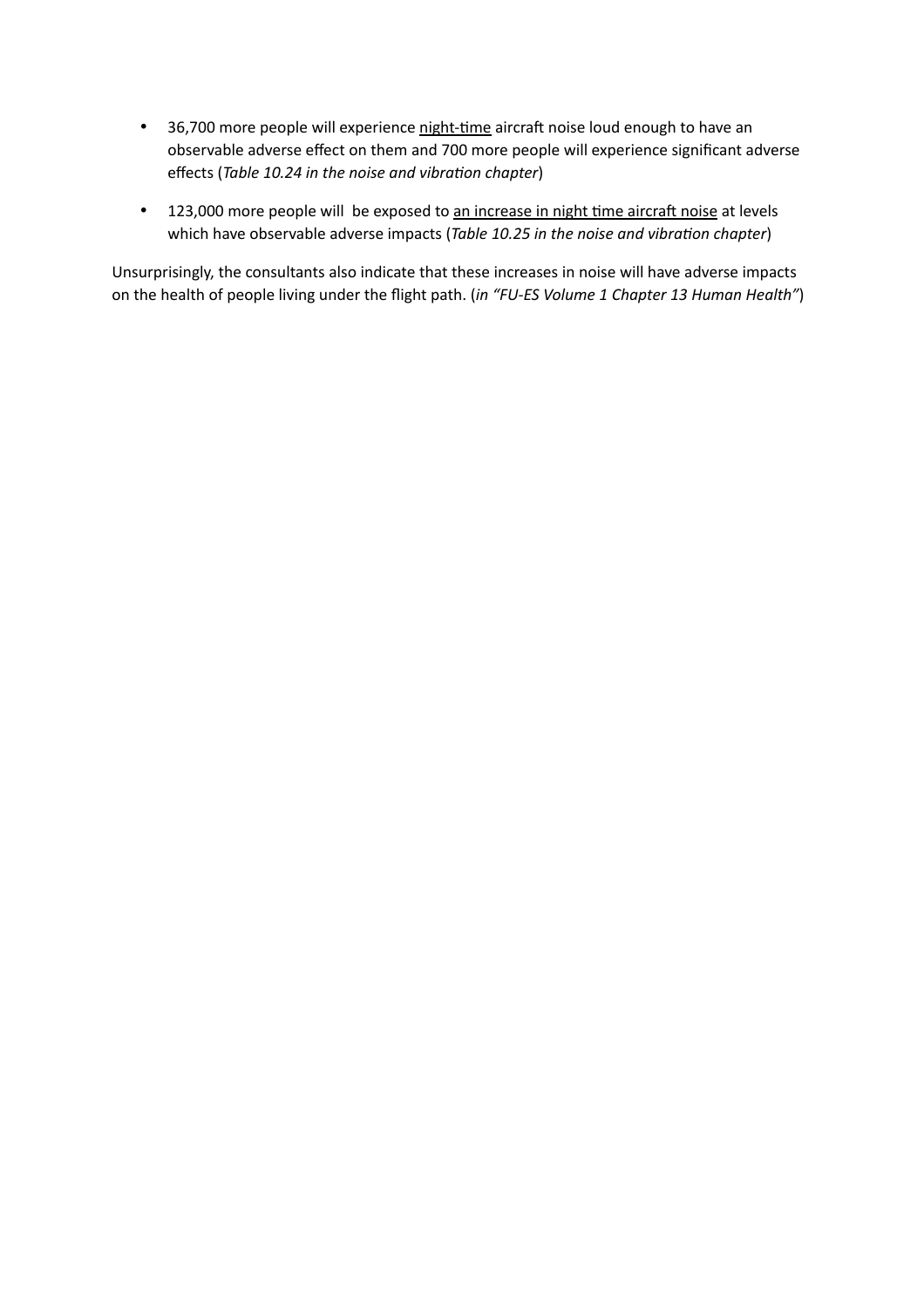- 36,700 more people will experience <u>night-time</u> aircraft noise loud enough to have an observable adverse effect on them and 700 more people will experience significant adverse effects (*Table 10.24 in the noise and vibration chapter*)

- 123,000 more people will  be exposed to <u>an increase in night time aircraft noise</u> at levels which have observable adverse impacts (*Table 10.25 in the noise and vibration chapter*)

Unsurprisingly, the consultants also indicate that these increases in noise will have adverse impacts on the health of people living under the flight path. (*in "FU-ES Volume 1 Chapter 13 Human Health"*)